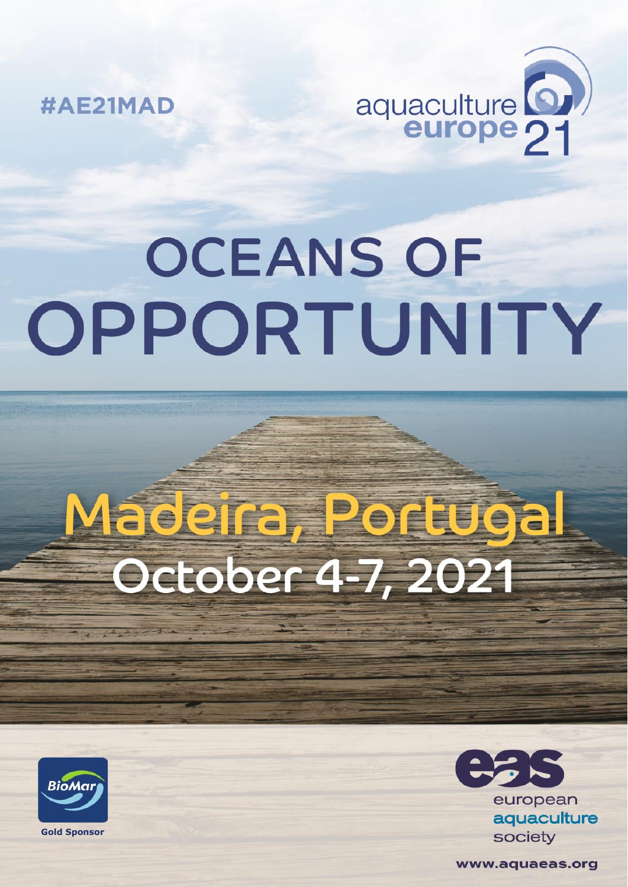#AE21MAD

aquaculture europe 21

# OCEANS OF OPPORTUNITY

## Madeira, Portugal

## October 4-7, 2021

BioMar

Gold Sponsor

eas

european aquaculture society

www.aquaeas.org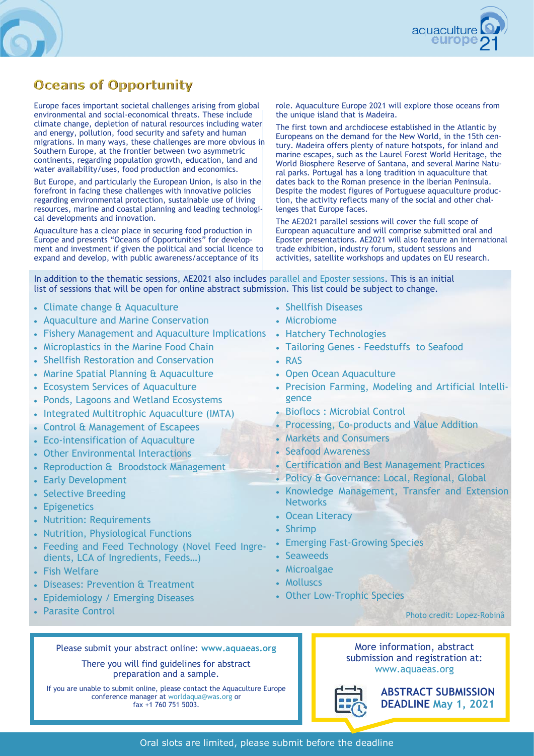# Oceans of Opportunity

Europe faces important societal challenges arising from global environmental and social-economical threats. These include climate change, depletion of natural resources including water and energy, pollution, food security and safety and human migrations. In many ways, these challenges are more obvious in Southern Europe, at the frontier between two asymmetric continents, regarding population growth, education, land and water availability/uses, food production and economics.

But Europe, and particularly the European Union, is also in the forefront in facing these challenges with innovative policies regarding environmental protection, sustainable use of living resources, marine and coastal planning and leading technological developments and innovation.

Aquaculture has a clear place in securing food production in Europe and presents "Oceans of Opportunities" for development and investment if given the political and social licence to expand and develop, with public awareness/acceptance of its role. Aquaculture Europe 2021 will explore those oceans from the unique island that is Madeira.

The first town and archdiocese established in the Atlantic by Europeans on the demand for the New World, in the 15th century. Madeira offers plenty of nature hotspots, for inland and marine escapes, such as the Laurel Forest World Heritage, the World Biosphere Reserve of Santana, and several Marine Natural parks. Portugal has a long tradition in aquaculture that dates back to the Roman presence in the Iberian Peninsula. Despite the modest figures of Portuguese aquaculture production, the activity reflects many of the social and other challenges that Europe faces.

The AE2021 parallel sessions will cover the full scope of European aquaculture and will comprise submitted oral and Eposter presentations. AE2021 will also feature an international trade exhibition, industry forum, student sessions and activities, satellite workshops and updates on EU research.

In addition to the thematic sessions, AE2021 also includes parallel and Eposter sessions. This is an initial list of sessions that will be open for online abstract submission. This list could be subject to change.

- Climate change & Aquaculture
- Aquaculture and Marine Conservation
- Fishery Management and Aquaculture Implications
- Microplastics in the Marine Food Chain
- Shellfish Restoration and Conservation
- Marine Spatial Planning & Aquaculture
- Ecosystem Services of Aquaculture
- Ponds, Lagoons and Wetland Ecosystems
- Integrated Multitrophic Aquaculture (IMTA)
- Control & Management of Escapees
- Eco-intensification of Aquaculture
- Other Environmental Interactions
- Reproduction & Broodstock Management
- Early Development
- Selective Breeding
- Epigenetics
- Nutrition: Requirements
- Nutrition, Physiological Functions
- Feeding and Feed Technology (Novel Feed Ingredients, LCA of Ingredients, Feeds…)
- Fish Welfare
- Diseases: Prevention & Treatment
- Epidemiology / Emerging Diseases
- Parasite Control
- Shellfish Diseases
- Microbiome
- Hatchery Technologies
- Tailoring Genes - Feedstuffs to Seafood
- RAS
- Open Ocean Aquaculture
- Precision Farming, Modeling and Artificial Intelligence
- Bioflocs : Microbial Control
- Processing, Co-products and Value Addition
- Markets and Consumers
- Seafood Awareness
- Certification and Best Management Practices
- Policy & Governance: Local, Regional, Global
- Knowledge Management, Transfer and Extension Networks
- Ocean Literacy
- Shrimp
- Emerging Fast-Growing Species
- Seaweeds
- Microalgae
- Molluscs
- Other Low-Trophic Species

Photo credit: Lopez-Robinâ

Please submit your abstract online: **www.aquaeas.org**

There you will find guidelines for abstract preparation and a sample.

If you are unable to submit online, please contact the Aquaculture Europe conference manager at worldaqua@was.org or fax +1 760 751 5003.

More information, abstract submission and registration at: www.aquaeas.org

**ABSTRACT SUBMISSION DEADLINE May 1, 2021**

Oral slots are limited, please submit before the deadline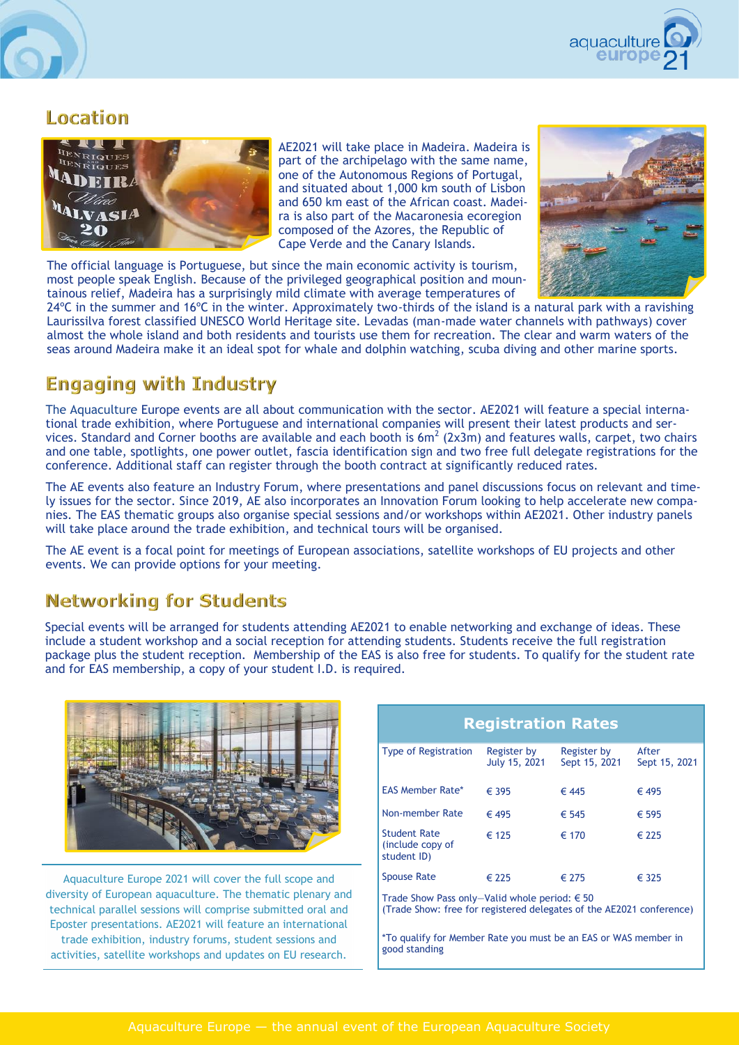## Location

AE2021 will take place in Madeira. Madeira is part of the archipelago with the same name, one of the Autonomous Regions of Portugal, and situated about 1,000 km south of Lisbon and 650 km east of the African coast. Madeira is also part of the Macaronesia ecoregion composed of the Azores, the Republic of Cape Verde and the Canary Islands.

The official language is Portuguese, but since the main economic activity is tourism, most people speak English. Because of the privileged geographical position and mountainous relief, Madeira has a surprisingly mild climate with average temperatures of 24ºC in the summer and 16ºC in the winter. Approximately two-thirds of the island is a natural park with a ravishing Laurissilva forest classified UNESCO World Heritage site. Levadas (man-made water channels with pathways) cover almost the whole island and both residents and tourists use them for recreation. The clear and warm waters of the seas around Madeira make it an ideal spot for whale and dolphin watching, scuba diving and other marine sports.

## Engaging with Industry

The Aquaculture Europe events are all about communication with the sector. AE2021 will feature a special international trade exhibition, where Portuguese and international companies will present their latest products and services. Standard and Corner booths are available and each booth is $6m^2$ (2x3m) and features walls, carpet, two chairs and one table, spotlights, one power outlet, fascia identification sign and two free full delegate registrations for the conference. Additional staff can register through the booth contract at significantly reduced rates.

The AE events also feature an Industry Forum, where presentations and panel discussions focus on relevant and timely issues for the sector. Since 2019, AE also incorporates an Innovation Forum looking to help accelerate new companies. The EAS thematic groups also organise special sessions and/or workshops within AE2021. Other industry panels will take place around the trade exhibition, and technical tours will be organised.

The AE event is a focal point for meetings of European associations, satellite workshops of EU projects and other events. We can provide options for your meeting.

## Networking for Students

Special events will be arranged for students attending AE2021 to enable networking and exchange of ideas. These include a student workshop and a social reception for attending students. Students receive the full registration package plus the student reception. Membership of the EAS is also free for students. To qualify for the student rate and for EAS membership, a copy of your student I.D. is required.

Aquaculture Europe 2021 will cover the full scope and diversity of European aquaculture. The thematic plenary and technical parallel sessions will comprise submitted oral and Eposter presentations. AE2021 will feature an international trade exhibition, industry forums, student sessions and activities, satellite workshops and updates on EU research.

### Registration Rates

| Type of Registration | Register by July 15, 2021 | Register by Sept 15, 2021 | After Sept 15, 2021 |
|---|---|---|---|
| EAS Member Rate* | € 395 | € 445 | € 495 |
| Non-member Rate | € 495 | € 545 | € 595 |
| Student Rate (include copy of student ID) | € 125 | € 170 | € 225 |
| Spouse Rate | € 225 | € 275 | € 325 |

Trade Show Pass only—Valid whole period: € 50
(Trade Show: free for registered delegates of the AE2021 conference)

*To qualify for Member Rate you must be an EAS or WAS member in good standing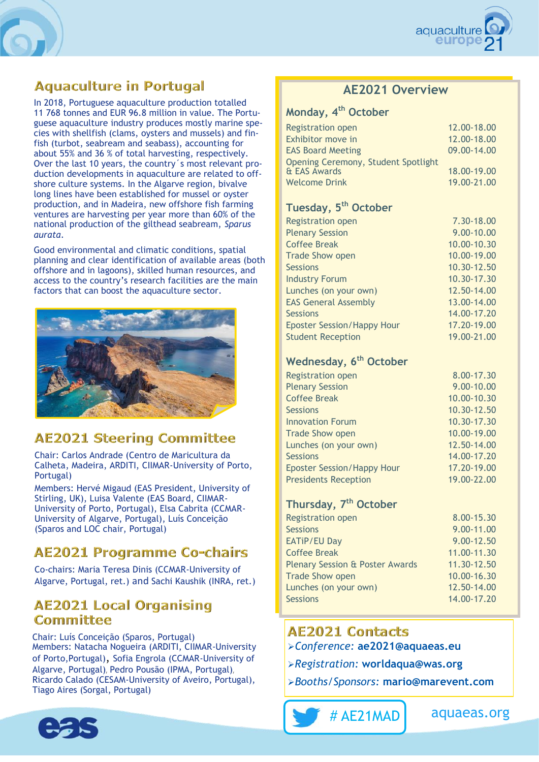## Aquaculture in Portugal

In 2018, Portuguese aquaculture production totalled 11 768 tonnes and EUR 96.8 million in value. The Portuguese aquaculture industry produces mostly marine species with shellfish (clams, oysters and mussels) and finfish (turbot, seabream and seabass), accounting for about 55% and 36 % of total harvesting, respectively. Over the last 10 years, the country´s most relevant production developments in aquaculture are related to offshore culture systems. In the Algarve region, bivalve long lines have been established for mussel or oyster production, and in Madeira, new offshore fish farming ventures are harvesting per year more than 60% of the national production of the gilthead seabream, *Sparus aurata*.

Good environmental and climatic conditions, spatial planning and clear identification of available areas (both offshore and in lagoons), skilled human resources, and access to the country's research facilities are the main factors that can boost the aquaculture sector.

## AE2021 Steering Committee

Chair: Carlos Andrade (Centro de Maricultura da Calheta, Madeira, ARDITI, CIIMAR-University of Porto, Portugal)

Members: Hervé Migaud (EAS President, University of Stirling, UK), Luisa Valente (EAS Board, CIIMAR-University of Porto, Portugal), Elsa Cabrita (CCMAR-University of Algarve, Portugal), Luís Conceição (Sparos and LOC chair, Portugal)

## AE2021 Programme Co-chairs

Co-chairs: Maria Teresa Dinis (CCMAR-University of Algarve, Portugal, ret.) and Sachi Kaushik (INRA, ret.)

## AE2021 Local Organising Committee

Chair: Luís Conceição (Sparos, Portugal)

Members: Natacha Nogueira (ARDITI, CIIMAR-University of Porto,Portugal), Sofia Engrola (CCMAR-University of Algarve, Portugal), Pedro Pousão (IPMA, Portugal), Ricardo Calado (CESAM-University of Aveiro, Portugal), Tiago Aires (Sorgal, Portugal)

## AE2021 Overview

### Monday, 4th October

| | |
|---|---|
| Registration open | 12.00-18.00 |
| Exhibitor move in | 12.00-18.00 |
| EAS Board Meeting | 09.00-14.00 |
| Opening Ceremony, Student Spotlight & EAS Awards | 18.00-19.00 |
| Welcome Drink | 19.00-21.00 |

### Tuesday, 5th October

| | |
|---|---|
| Registration open | 7.30-18.00 |
| Plenary Session | 9.00-10.00 |
| Coffee Break | 10.00-10.30 |
| Trade Show open | 10.00-19.00 |
| Sessions | 10.30-12.50 |
| Industry Forum | 10.30-17.30 |
| Lunches (on your own) | 12.50-14.00 |
| EAS General Assembly | 13.00-14.00 |
| Sessions | 14.00-17.20 |
| Eposter Session/Happy Hour | 17.20-19.00 |
| Student Reception | 19.00-21.00 |

### Wednesday, 6th October

| | |
|---|---|
| Registration open | 8.00-17.30 |
| Plenary Session | 9.00-10.00 |
| Coffee Break | 10.00-10.30 |
| Sessions | 10.30-12.50 |
| Innovation Forum | 10.30-17.30 |
| Trade Show open | 10.00-19.00 |
| Lunches (on your own) | 12.50-14.00 |
| Sessions | 14.00-17.20 |
| Eposter Session/Happy Hour | 17.20-19.00 |
| Presidents Reception | 19.00-22.00 |

### Thursday, 7th October

| | |
|---|---|
| Registration open | 8.00-15.30 |
| Sessions | 9.00-11.00 |
| EATiP/EU Day | 9.00-12.50 |
| Coffee Break | 11.00-11.30 |
| Plenary Session & Poster Awards | 11.30-12.50 |
| Trade Show open | 10.00-16.30 |
| Lunches (on your own) | 12.50-14.00 |
| Sessions | 14.00-17.20 |

## AE2021 Contacts

- *Conference:* **ae2021@aquaeas.eu**
- *Registration:* **worldaqua@was.org**
- *Booths/Sponsors:* **mario@marevent.com**

# AE21MAD

aquaeas.org